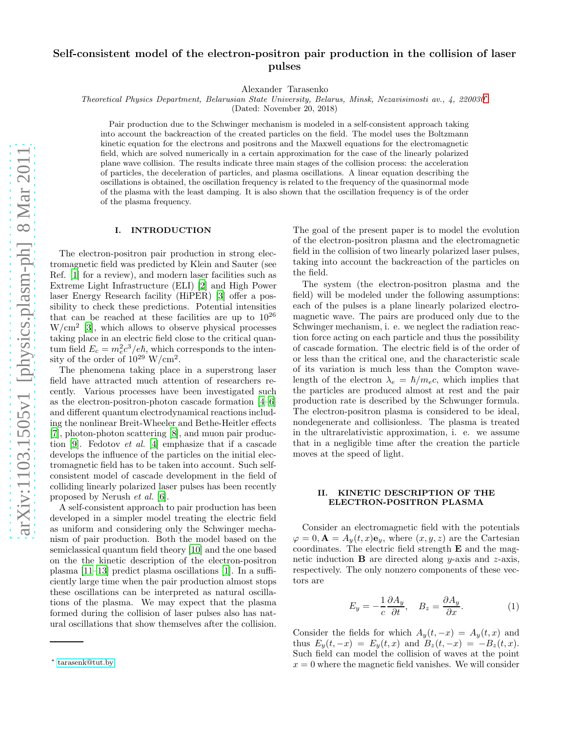# Self-consistent model of the electron-positron pair production in the collision of laser pulses

Alexander Tarasenko

*Theoretical Physics Department, Belarusian State University, Belarus, Minsk, Nezavisimosti av., 4, 220030*[*]

(Dated: November 20, 2018)

Pair production due to the Schwinger mechanism is modeled in a self-consistent approach taking into account the backreaction of the created particles on the field. The model uses the Boltzmann kinetic equation for the electrons and positrons and the Maxwell equations for the electromagnetic field, which are solved numerically in a certain approximation for the case of the linearly polarized plane wave collision. The results indicate three main stages of the collision process: the acceleration of particles, the deceleration of particles, and plasma oscillations. A linear equation describing the oscillations is obtained, the oscillation frequency is related to the frequency of the quasinormal mode of the plasma with the least damping. It is also shown that the oscillation frequency is of the order of the plasma frequency.

## I. INTRODUCTION

The electron-positron pair production in strong electromagnetic field was predicted by Klein and Sauter (see Ref. [1] for a review), and modern laser facilities such as Extreme Light Infrastructure (ELI) [2] and High Power laser Energy Research facility (HiPER) [3] offer a possibility to check these predictions. Potential intensities that can be reached at these facilities are up to $10^{26}$ W/cm$^2$ [3], which allows to observe physical processes taking place in an electric field close to the critical quantum field $E_c = m_e^2c^3/e\hbar$, which corresponds to the intensity of the order of $10^{29}$ W/cm$^2$.

The phenomena taking place in a superstrong laser field have attracted much attention of researchers recently. Various processes have been investigated such as the electron-positron-photon cascade formation [4–6] and different quantum electrodynamical reactions including the nonlinear Breit-Wheeler and Bethe-Heitler effects [7], photon-photon scattering [8], and muon pair production [9]. Fedotov *et al.* [4] emphasize that if a cascade develops the influence of the particles on the initial electromagnetic field has to be taken into account. Such self-consistent model of cascade development in the field of colliding linearly polarized laser pulses has been recently proposed by Nerush *et al.* [6].

A self-consistent approach to pair production has been developed in a simpler model treating the electric field as uniform and considering only the Schwinger mechanism of pair production. Both the model based on the semiclassical quantum field theory [10] and the one based on the the kinetic description of the electron-positron plasma [11–13] predict plasma oscillations [1]. In a sufficiently large time when the pair production almost stops these oscillations can be interpreted as natural oscillations of the plasma. We may expect that the plasma formed during the collision of laser pulses also has natural oscillations that show themselves after the collision.

The goal of the present paper is to model the evolution of the electron-positron plasma and the electromagnetic field in the collision of two linearly polarized laser pulses, taking into account the backreaction of the particles on the field.

The system (the electron-positron plasma and the field) will be modeled under the following assumptions: each of the pulses is a plane linearly polarized electromagnetic wave. The pairs are produced only due to the Schwinger mechanism, i. e. we neglect the radiation reaction force acting on each particle and thus the possibility of cascade formation. The electric field is of the order of or less than the critical one, and the characteristic scale of its variation is much less than the Compton wavelength of the electron $\lambda_e = \hbar/m_ec$, which implies that the particles are produced almost at rest and the pair production rate is described by the Schwunger formula. The electron-positron plasma is considered to be ideal, nondegenerate and collisionless. The plasma is treated in the ultrarelativistic approximation, i. e. we assume that in a negligible time after the creation the particle moves at the speed of light.

## II. KINETIC DESCRIPTION OF THE ELECTRON-POSITRON PLASMA

Consider an electromagnetic field with the potentials $\varphi = 0, \mathbf{A} = A_y(t, x)\mathbf{e}_y$, where $(x, y, z)$ are the Cartesian coordinates. The electric field strength $\mathbf{E}$ and the magnetic induction $\mathbf{B}$ are directed along $y$-axis and $z$-axis, respectively. The only nonzero components of these vectors are

$$E_y = -\frac{1}{c}\frac{\partial A_y}{\partial t}, \quad B_z = \frac{\partial A_y}{\partial x}. \tag{1}$$

Consider the fields for which $A_y(t, -x) = A_y(t, x)$ and thus $E_y(t, -x) = E_y(t, x)$ and $B_z(t, -x) = -B_z(t, x)$. Such field can model the collision of waves at the point $x = 0$ where the magnetic field vanishes. We will consider

[*] tarasenk@tut.by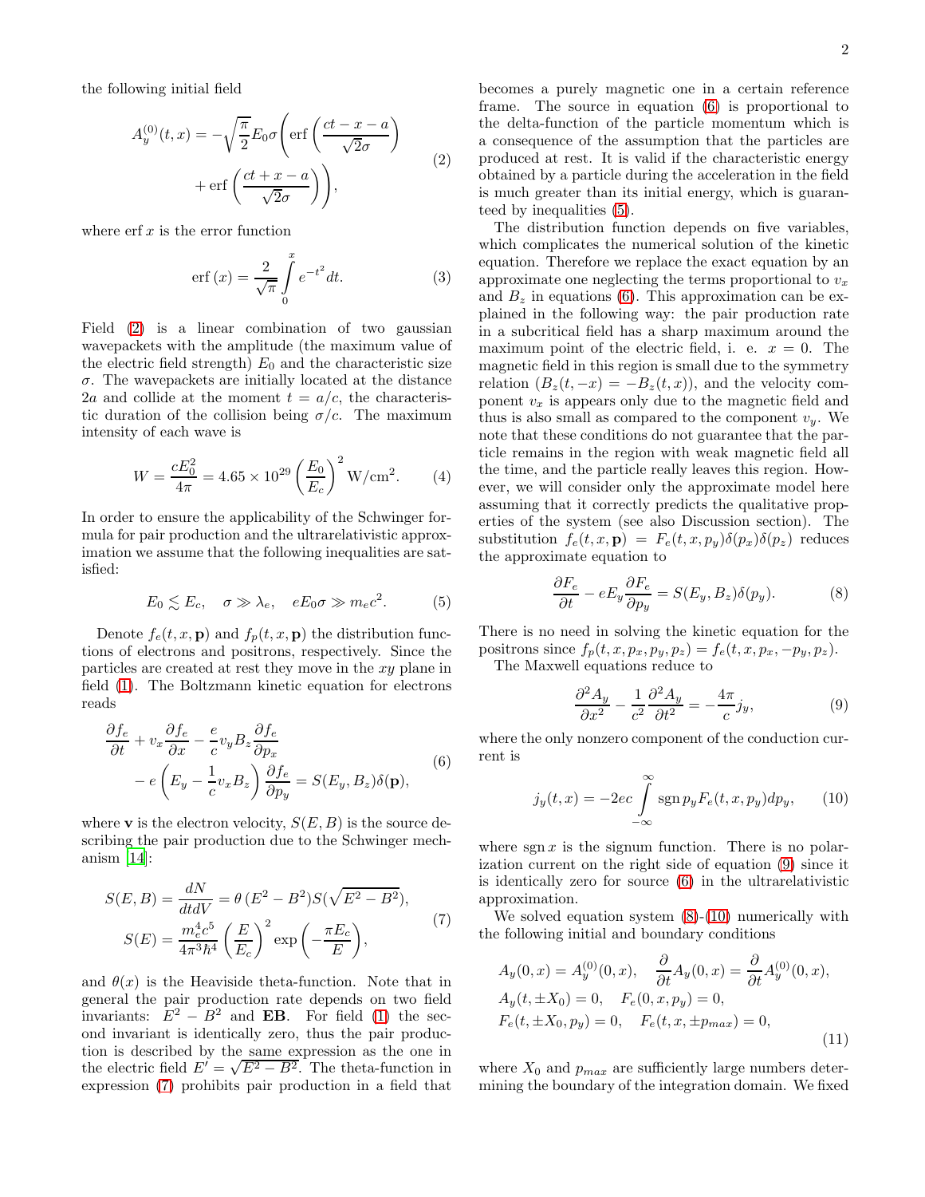the following initial field

$$
A_y^{(0)}(t,x) = -\sqrt{\frac{\pi}{2}} E_0 \sigma \left( \operatorname{erf}\left( \frac{ct - x - a}{\sqrt{2}\sigma} \right) + \operatorname{erf}\left( \frac{ct + x - a}{\sqrt{2}\sigma} \right) \right), \tag{2}
$$

where $\operatorname{erf} x$ is the error function

$$
\operatorname{erf}(x) = \frac{2}{\sqrt{\pi}} \int_0^x e^{-t^2} dt. \tag{3}
$$

Field (2) is a linear combination of two gaussian wavepackets with the amplitude (the maximum value of the electric field strength) $E_0$ and the characteristic size $\sigma$. The wavepackets are initially located at the distance $2a$ and collide at the moment $t = a/c$, the characteristic duration of the collision being $\sigma/c$. The maximum intensity of each wave is

$$
W = \frac{cE_0^2}{4\pi} = 4.65 \times 10^{29} \left( \frac{E_0}{E_c} \right)^2 \mathrm{W/cm^2}. \tag{4}
$$

In order to ensure the applicability of the Schwinger formula for pair production and the ultrarelativistic approximation we assume that the following inequalities are satisfied:

$$
E_0 \lesssim E_c, \quad \sigma \gg \lambda_e, \quad eE_0\sigma \gg m_e c^2. \tag{5}
$$

Denote $f_e(t, x, \mathbf{p})$ and $f_p(t, x, \mathbf{p})$ the distribution functions of electrons and positrons, respectively. Since the particles are created at rest they move in the $xy$ plane in field (1). The Boltzmann kinetic equation for electrons reads

$$
\frac{\partial f_e}{\partial t} + v_x \frac{\partial f_e}{\partial x} - \frac{e}{c} v_y B_z \frac{\partial f_e}{\partial p_x} - e\left( E_y - \frac{1}{c} v_x B_z \right) \frac{\partial f_e}{\partial p_y} = S(E_y, B_z)\delta(\mathbf{p}), \tag{6}
$$

where $\mathbf{v}$ is the electron velocity, $S(E, B)$ is the source describing the pair production due to the Schwinger mechanism [14]:

$$
S(E, B) = \frac{dN}{dt dV} = \theta\left(E^2 - B^2\right) S(\sqrt{E^2 - B^2}),
$$
$$
S(E) = \frac{m_e^4 c^5}{4\pi^3 \hbar^4} \left( \frac{E}{E_c} \right)^2 \exp\left( -\frac{\pi E_c}{E} \right), \tag{7}
$$

and $\theta(x)$ is the Heaviside theta-function. Note that in general the pair production rate depends on two field invariants: $E^2 - B^2$ and $\mathbf{EB}$. For field (1) the second invariant is identically zero, thus the pair production is described by the same expression as the one in the electric field $E' = \sqrt{E^2 - B^2}$. The theta-function in expression (7) prohibits pair production in a field that becomes a purely magnetic one in a certain reference frame. The source in equation (6) is proportional to the delta-function of the particle momentum which is a consequence of the assumption that the particles are produced at rest. It is valid if the characteristic energy obtained by a particle during the acceleration in the field is much greater than its initial energy, which is guaranteed by inequalities (5).

The distribution function depends on five variables, which complicates the numerical solution of the kinetic equation. Therefore we replace the exact equation by an approximate one neglecting the terms proportional to $v_x$ and $B_z$ in equations (6). This approximation can be explained in the following way: the pair production rate in a subcritical field has a sharp maximum around the maximum point of the electric field, i. e. $x = 0$. The magnetic field in this region is small due to the symmetry relation ($B_z(t, -x) = -B_z(t, x)$), and the velocity component $v_x$ is appears only due to the magnetic field and thus is also small as compared to the component $v_y$. We note that these conditions do not guarantee that the particle remains in the region with weak magnetic field all the time, and the particle really leaves this region. However, we will consider only the approximate model here assuming that it correctly predicts the qualitative properties of the system (see also Discussion section). The substitution $f_e(t, x, \mathbf{p}) = F_e(t, x, p_y)\delta(p_x)\delta(p_z)$ reduces the approximate equation to

$$
\frac{\partial F_e}{\partial t} - eE_y \frac{\partial F_e}{\partial p_y} = S(E_y, B_z)\delta(p_y). \tag{8}
$$

There is no need in solving the kinetic equation for the positrons since $f_p(t, x, p_x, p_y, p_z) = f_e(t, x, p_x, -p_y, p_z)$.

The Maxwell equations reduce to

$$
\frac{\partial^2 A_y}{\partial x^2} - \frac{1}{c^2}\frac{\partial^2 A_y}{\partial t^2} = -\frac{4\pi}{c} j_y, \tag{9}
$$

where the only nonzero component of the conduction current is

$$
j_y(t, x) = -2ec \int_{-\infty}^{\infty} \operatorname{sgn} p_y F_e(t, x, p_y) dp_y, \tag{10}
$$

where $\operatorname{sgn} x$ is the signum function. There is no polarization current on the right side of equation (9) since it is identically zero for source (6) in the ultrarelativistic approximation.

We solved equation system (8)-(10) numerically with the following initial and boundary conditions

$$
A_y(0, x) = A_y^{(0)}(0, x), \quad \frac{\partial}{\partial t} A_y(0, x) = \frac{\partial}{\partial t} A_y^{(0)}(0, x),
$$
$$
A_y(t, \pm X_0) = 0, \quad F_e(0, x, p_y) = 0,
$$
$$
F_e(t, \pm X_0, p_y) = 0, \quad F_e(t, x, \pm p_{max}) = 0, \tag{11}
$$

where $X_0$ and $p_{max}$ are sufficiently large numbers determining the boundary of the integration domain. We fixed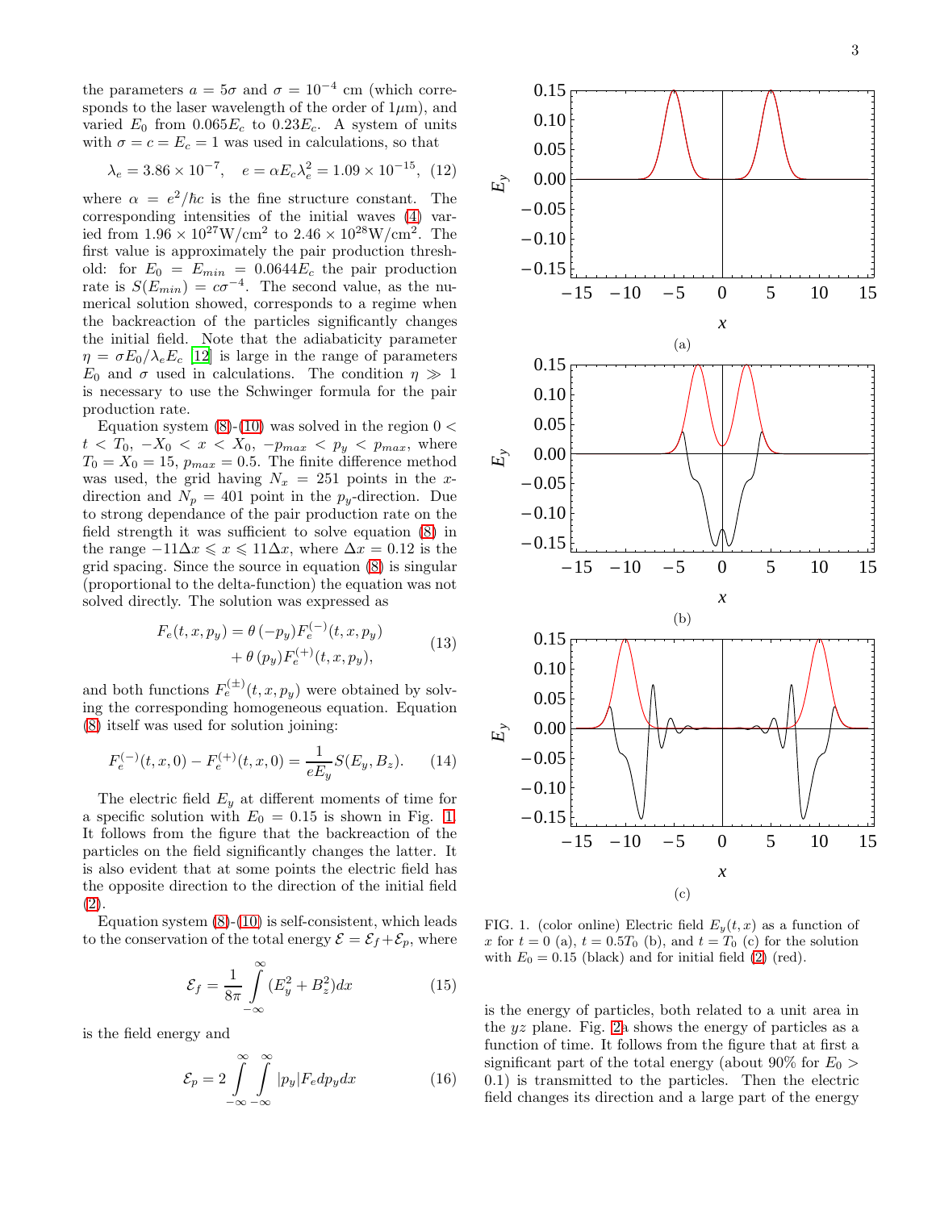the parameters $a = 5\sigma$ and $\sigma = 10^{-4}$ cm (which corresponds to the laser wavelength of the order of $1\mu$m), and varied $E_0$ from $0.065E_c$ to $0.23E_c$. A system of units with $\sigma = c = E_c = 1$ was used in calculations, so that

$$\lambda_e = 3.86 \times 10^{-7}, \quad e = \alpha E_c \lambda_e^2 = 1.09 \times 10^{-15}, \tag{12}$$

where $\alpha = e^2/\hbar c$ is the fine structure constant. The corresponding intensities of the initial waves (4) varied from $1.96 \times 10^{27}\mathrm{W/cm}^2$ to $2.46 \times 10^{28}\mathrm{W/cm}^2$. The first value is approximately the pair production threshold: for $E_0 = E_{min} = 0.0644E_c$ the pair production rate is $S(E_{min}) = c\sigma^{-4}$. The second value, as the numerical solution showed, corresponds to a regime when the backreaction of the particles significantly changes the initial field. Note that the adiabaticity parameter $\eta = \sigma E_0/\lambda_e E_c$ [12] is large in the range of parameters $E_0$ and $\sigma$ used in calculations. The condition $\eta \gg 1$ is necessary to use the Schwinger formula for the pair production rate.

Equation system (8)-(10) was solved in the region $0 < t < T_0$, $-X_0 < x < X_0$, $-p_{max} < p_y < p_{max}$, where $T_0 = X_0 = 15$, $p_{max} = 0.5$. The finite difference method was used, the grid having $N_x = 251$ points in the $x$-direction and $N_p = 401$ point in the $p_y$-direction. Due to strong dependance of the pair production rate on the field strength it was sufficient to solve equation (8) in the range $-11\Delta x \leqslant x \leqslant 11\Delta x$, where $\Delta x = 0.12$ is the grid spacing. Since the source in equation (8) is singular (proportional to the delta-function) the equation was not solved directly. The solution was expressed as

$$\begin{aligned} F_e(t, x, p_y) = \theta\,(-p_y) F_e^{(-)}(t, x, p_y) \\ + \theta\,(p_y) F_e^{(+)}(t, x, p_y), \end{aligned} \tag{13}$$

and both functions $F_e^{(\pm)}(t, x, p_y)$ were obtained by solving the corresponding homogeneous equation. Equation (8) itself was used for solution joining:

$$F_e^{(-)}(t, x, 0) - F_e^{(+)}(t, x, 0) = \frac{1}{eE_y} S(E_y, B_z). \tag{14}$$

The electric field $E_y$ at different moments of time for a specific solution with $E_0 = 0.15$ is shown in Fig. 1. It follows from the figure that the backreaction of the particles on the field significantly changes the latter. It is also evident that at some points the electric field has the opposite direction to the direction of the initial field (2).

Equation system (8)-(10) is self-consistent, which leads to the conservation of the total energy $\mathcal{E} = \mathcal{E}_f + \mathcal{E}_p$, where

$$\mathcal{E}_f = \frac{1}{8\pi} \int\limits_{-\infty}^{\infty} (E_y^2 + B_z^2) dx \tag{15}$$

is the field energy and

$$\mathcal{E}_p = 2 \int\limits_{-\infty}^{\infty} \int\limits_{-\infty}^{\infty} |p_y| F_e dp_y dx \tag{16}$$

is the energy of particles, both related to a unit area in the $yz$ plane. Fig. 2a shows the energy of particles as a function of time. It follows from the figure that at first a significant part of the total energy (about 90% for $E_0 > 0.1$) is transmitted to the particles. Then the electric field changes its direction and a large part of the energy

FIG. 1. (color online) Electric field $E_y(t, x)$ as a function of $x$ for $t = 0$ (a), $t = 0.5T_0$ (b), and $t = T_0$ (c) for the solution with $E_0 = 0.15$ (black) and for initial field (2) (red).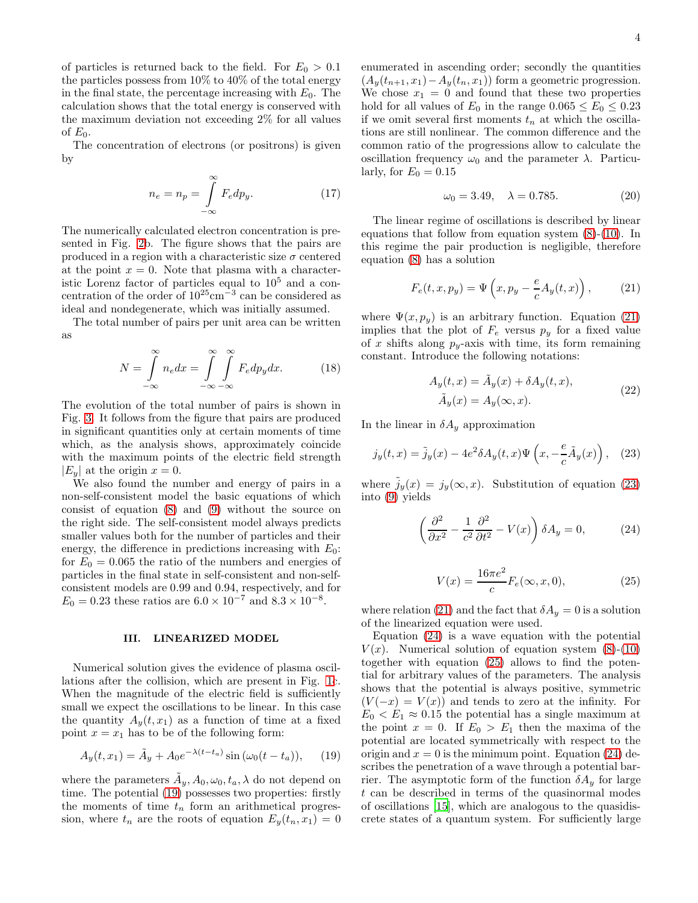of particles is returned back to the field. For $E_0 > 0.1$ the particles possess from 10% to 40% of the total energy in the final state, the percentage increasing with $E_0$. The calculation shows that the total energy is conserved with the maximum deviation not exceeding 2% for all values of $E_0$.

The concentration of electrons (or positrons) is given by

$$n_e = n_p = \int\limits_{-\infty}^{\infty} F_e dp_y. \tag{17}$$

The numerically calculated electron concentration is presented in Fig. 2b. The figure shows that the pairs are produced in a region with a characteristic size $\sigma$ centered at the point $x = 0$. Note that plasma with a characteristic Lorenz factor of particles equal to $10^5$ and a concentration of the order of $10^{25}\text{cm}^{-3}$ can be considered as ideal and nondegenerate, which was initially assumed.

The total number of pairs per unit area can be written as

$$N = \int\limits_{-\infty}^{\infty} n_e dx = \int\limits_{-\infty}^{\infty}\int\limits_{-\infty}^{\infty} F_e dp_y dx. \tag{18}$$

The evolution of the total number of pairs is shown in Fig. 3. It follows from the figure that pairs are produced in significant quantities only at certain moments of time which, as the analysis shows, approximately coincide with the maximum points of the electric field strength $|E_y|$ at the origin $x = 0$.

We also found the number and energy of pairs in a non-self-consistent model the basic equations of which consist of equation (8) and (9) without the source on the right side. The self-consistent model always predicts smaller values both for the number of particles and their energy, the difference in predictions increasing with $E_0$: for $E_0 = 0.065$ the ratio of the numbers and energies of particles in the final state in self-consistent and non-self-consistent models are 0.99 and 0.94, respectively, and for $E_0 = 0.23$ these ratios are $6.0 \times 10^{-7}$ and $8.3 \times 10^{-8}$.

## III. LINEARIZED MODEL

Numerical solution gives the evidence of plasma oscillations after the collision, which are present in Fig. 1c. When the magnitude of the electric field is sufficiently small we expect the oscillations to be linear. In this case the quantity $A_y(t, x_1)$ as a function of time at a fixed point $x = x_1$ has to be of the following form:

$$A_y(t, x_1) = \tilde{A}_y + A_0 e^{-\lambda(t-t_a)} \sin(\omega_0(t - t_a)), \tag{19}$$

where the parameters $\tilde{A}_y, A_0, \omega_0, t_a, \lambda$ do not depend on time. The potential (19) possesses two properties: firstly the moments of time $t_n$ form an arithmetical progression, where $t_n$ are the roots of equation $E_y(t_n, x_1) = 0$ enumerated in ascending order; secondly the quantities $(A_y(t_{n+1}, x_1) - A_y(t_n, x_1))$ form a geometric progression. We chose $x_1 = 0$ and found that these two properties hold for all values of $E_0$ in the range $0.065 \leq E_0 \leq 0.23$ if we omit several first moments $t_n$ at which the oscillations are still nonlinear. The common difference and the common ratio of the progressions allow to calculate the oscillation frequency $\omega_0$ and the parameter $\lambda$. Particularly, for $E_0 = 0.15$

$$\omega_0 = 3.49, \quad \lambda = 0.785. \tag{20}$$

The linear regime of oscillations is described by linear equations that follow from equation system (8)-(10). In this regime the pair production is negligible, therefore equation (8) has a solution

$$F_e(t, x, p_y) = \Psi\left(x, p_y - \frac{e}{c}A_y(t, x)\right), \tag{21}$$

where $\Psi(x, p_y)$ is an arbitrary function. Equation (21) implies that the plot of $F_e$ versus $p_y$ for a fixed value of $x$ shifts along $p_y$-axis with time, its form remaining constant. Introduce the following notations:

$$\begin{aligned} A_y(t, x) &= \tilde{A}_y(x) + \delta A_y(t, x), \\ \tilde{A}_y(x) &= A_y(\infty, x). \end{aligned} \tag{22}$$

In the linear in $\delta A_y$ approximation

$$j_y(t, x) = \tilde{j}_y(x) - 4e^2 \delta A_y(t, x) \Psi\left(x, -\frac{e}{c}\tilde{A}_y(x)\right), \tag{23}$$

where $\tilde{j}_y(x) = j_y(\infty, x)$. Substitution of equation (23) into (9) yields

$$\left(\frac{\partial^2}{\partial x^2} - \frac{1}{c^2}\frac{\partial^2}{\partial t^2} - V(x)\right)\delta A_y = 0, \tag{24}$$

$$V(x) = \frac{16\pi e^2}{c} F_e(\infty, x, 0), \tag{25}$$

where relation (21) and the fact that $\delta A_y = 0$ is a solution of the linearized equation were used.

Equation (24) is a wave equation with the potential $V(x)$. Numerical solution of equation system (8)-(10) together with equation (25) allows to find the potential for arbitrary values of the parameters. The analysis shows that the potential is always positive, symmetric $(V(-x) = V(x))$ and tends to zero at the infinity. For $E_0 < E_1 \approx 0.15$ the potential has a single maximum at the point $x = 0$. If $E_0 > E_1$ then the maxima of the potential are located symmetrically with respect to the origin and $x = 0$ is the minimum point. Equation (24) describes the penetration of a wave through a potential barrier. The asymptotic form of the function $\delta A_y$ for large $t$ can be described in terms of the quasinormal modes of oscillations [15], which are analogous to the quasidiscrete states of a quantum system. For sufficiently large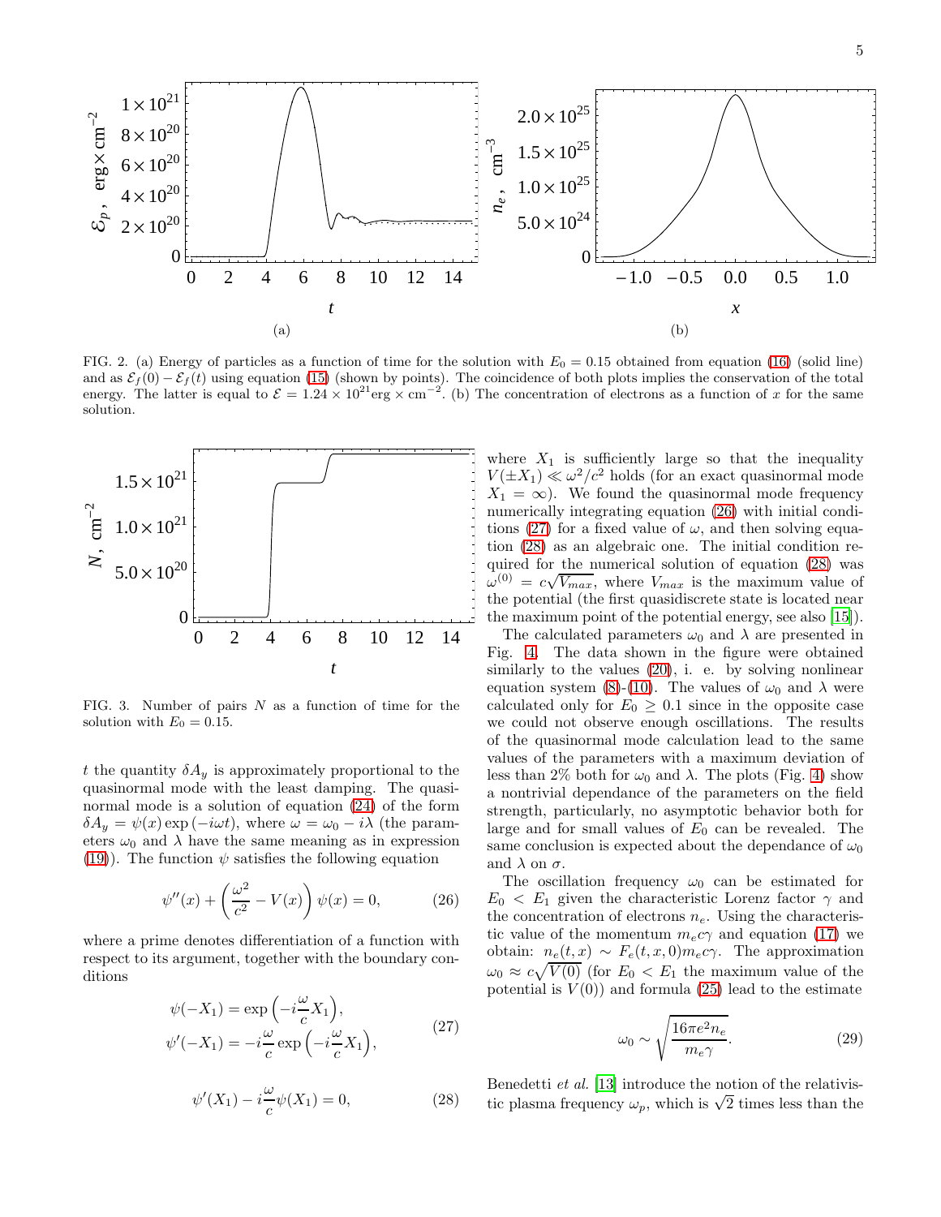FIG. 2. (a) Energy of particles as a function of time for the solution with $E_0 = 0.15$ obtained from equation (16) (solid line) and as $\mathcal{E}_f(0) - \mathcal{E}_f(t)$ using equation (15) (shown by points). The coincidence of both plots implies the conservation of the total energy. The latter is equal to $\mathcal{E} = 1.24 \times 10^{21}\mathrm{erg} \times \mathrm{cm}^{-2}$. (b) The concentration of electrons as a function of $x$ for the same solution.

FIG. 3. Number of pairs $N$ as a function of time for the solution with $E_0 = 0.15$.

$t$ the quantity $\delta A_y$ is approximately proportional to the quasinormal mode with the least damping. The quasinormal mode is a solution of equation (24) of the form $\delta A_y = \psi(x)\exp(-i\omega t)$, where $\omega = \omega_0 - i\lambda$ (the parameters $\omega_0$ and $\lambda$ have the same meaning as in expression (19)). The function $\psi$ satisfies the following equation

$$\psi''(x) + \left(\frac{\omega^2}{c^2} - V(x)\right)\psi(x) = 0, \tag{26}$$

where a prime denotes differentiation of a function with respect to its argument, together with the boundary conditions

$$\begin{aligned}\psi(-X_1) &= \exp\left(-i\frac{\omega}{c}X_1\right),\\ \psi'(-X_1) &= -i\frac{\omega}{c}\exp\left(-i\frac{\omega}{c}X_1\right),\end{aligned} \tag{27}$$

$$\psi'(X_1) - i\frac{\omega}{c}\psi(X_1) = 0, \tag{28}$$

where $X_1$ is sufficiently large so that the inequality $V(\pm X_1) \ll \omega^2/c^2$ holds (for an exact quasinormal mode $X_1 = \infty$). We found the quasinormal mode frequency numerically integrating equation (26) with initial conditions (27) for a fixed value of $\omega$, and then solving equation (28) as an algebraic one. The initial condition required for the numerical solution of equation (28) was $\omega^{(0)} = c\sqrt{V_{max}}$, where $V_{max}$ is the maximum value of the potential (the first quasidiscrete state is located near the maximum point of the potential energy, see also [15]).

The calculated parameters $\omega_0$ and $\lambda$ are presented in Fig. 4. The data shown in the figure were obtained similarly to the values (20), i. e. by solving nonlinear equation system (8)-(10). The values of $\omega_0$ and $\lambda$ were calculated only for $E_0 \geq 0.1$ since in the opposite case we could not observe enough oscillations. The results of the quasinormal mode calculation lead to the same values of the parameters with a maximum deviation of less than 2% both for $\omega_0$ and $\lambda$. The plots (Fig. 4) show a nontrivial dependance of the parameters on the field strength, particularly, no asymptotic behavior both for large and for small values of $E_0$ can be revealed. The same conclusion is expected about the dependance of $\omega_0$ and $\lambda$ on $\sigma$.

The oscillation frequency $\omega_0$ can be estimated for $E_0 < E_1$ given the characteristic Lorenz factor $\gamma$ and the concentration of electrons $n_e$. Using the characteristic value of the momentum $m_e c\gamma$ and equation (17) we obtain: $n_e(t,x) \sim F_e(t,x,0)m_e c\gamma$. The approximation $\omega_0 \approx c\sqrt{V(0)}$ (for $E_0 < E_1$ the maximum value of the potential is $V(0)$) and formula (25) lead to the estimate

$$\omega_0 \sim \sqrt{\frac{16\pi e^2 n_e}{m_e\gamma}}. \tag{29}$$

Benedetti *et al.* [13] introduce the notion of the relativistic plasma frequency $\omega_p$, which is $\sqrt{2}$ times less than the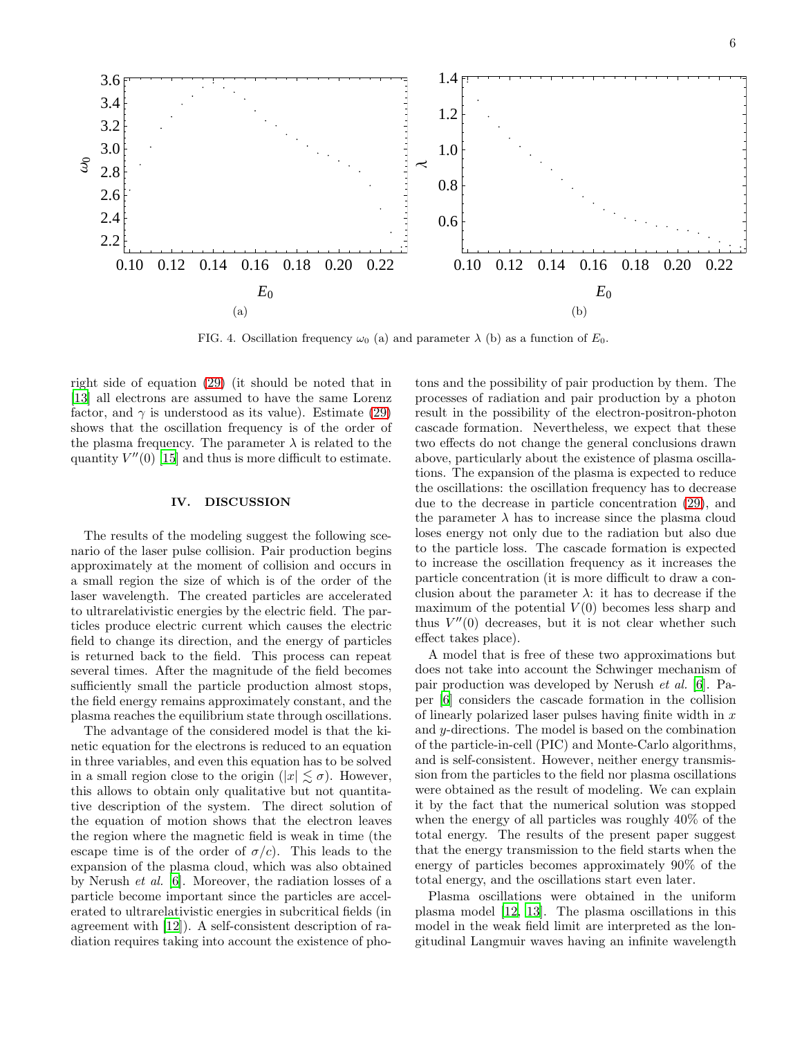FIG. 4. Oscillation frequency $\omega_0$ (a) and parameter $\lambda$ (b) as a function of $E_0$.

right side of equation (29) (it should be noted that in [13] all electrons are assumed to have the same Lorenz factor, and $\gamma$ is understood as its value). Estimate (29) shows that the oscillation frequency is of the order of the plasma frequency. The parameter $\lambda$ is related to the quantity $V''(0)$ [15] and thus is more difficult to estimate.

## IV. DISCUSSION

The results of the modeling suggest the following scenario of the laser pulse collision. Pair production begins approximately at the moment of collision and occurs in a small region the size of which is of the order of the laser wavelength. The created particles are accelerated to ultrarelativistic energies by the electric field. The particles produce electric current which causes the electric field to change its direction, and the energy of particles is returned back to the field. This process can repeat several times. After the magnitude of the field becomes sufficiently small the particle production almost stops, the field energy remains approximately constant, and the plasma reaches the equilibrium state through oscillations.

The advantage of the considered model is that the kinetic equation for the electrons is reduced to an equation in three variables, and even this equation has to be solved in a small region close to the origin ($|x| \lesssim \sigma$). However, this allows to obtain only qualitative but not quantitative description of the system. The direct solution of the equation of motion shows that the electron leaves the region where the magnetic field is weak in time (the escape time is of the order of $\sigma/c$). This leads to the expansion of the plasma cloud, which was also obtained by Nerush *et al.* [6]. Moreover, the radiation losses of a particle become important since the particles are accelerated to ultrarelativistic energies in subcritical fields (in agreement with [12]). A self-consistent description of radiation requires taking into account the existence of photons and the possibility of pair production by them. The processes of radiation and pair production by a photon result in the possibility of the electron-positron-photon cascade formation. Nevertheless, we expect that these two effects do not change the general conclusions drawn above, particularly about the existence of plasma oscillations. The expansion of the plasma is expected to reduce the oscillations: the oscillation frequency has to decrease due to the decrease in particle concentration (29), and the parameter $\lambda$ has to increase since the plasma cloud loses energy not only due to the radiation but also due to the particle loss. The cascade formation is expected to increase the oscillation frequency as it increases the particle concentration (it is more difficult to draw a conclusion about the parameter $\lambda$: it has to decrease if the maximum of the potential $V(0)$ becomes less sharp and thus $V''(0)$ decreases, but it is not clear whether such effect takes place).

A model that is free of these two approximations but does not take into account the Schwinger mechanism of pair production was developed by Nerush *et al.* [6]. Paper [6] considers the cascade formation in the collision of linearly polarized laser pulses having finite width in $x$ and $y$-directions. The model is based on the combination of the particle-in-cell (PIC) and Monte-Carlo algorithms, and is self-consistent. However, neither energy transmission from the particles to the field nor plasma oscillations were obtained as the result of modeling. We can explain it by the fact that the numerical solution was stopped when the energy of all particles was roughly 40% of the total energy. The results of the present paper suggest that the energy transmission to the field starts when the energy of particles becomes approximately 90% of the total energy, and the oscillations start even later.

Plasma oscillations were obtained in the uniform plasma model [12, 13]. The plasma oscillations in this model in the weak field limit are interpreted as the longitudinal Langmuir waves having an infinite wavelength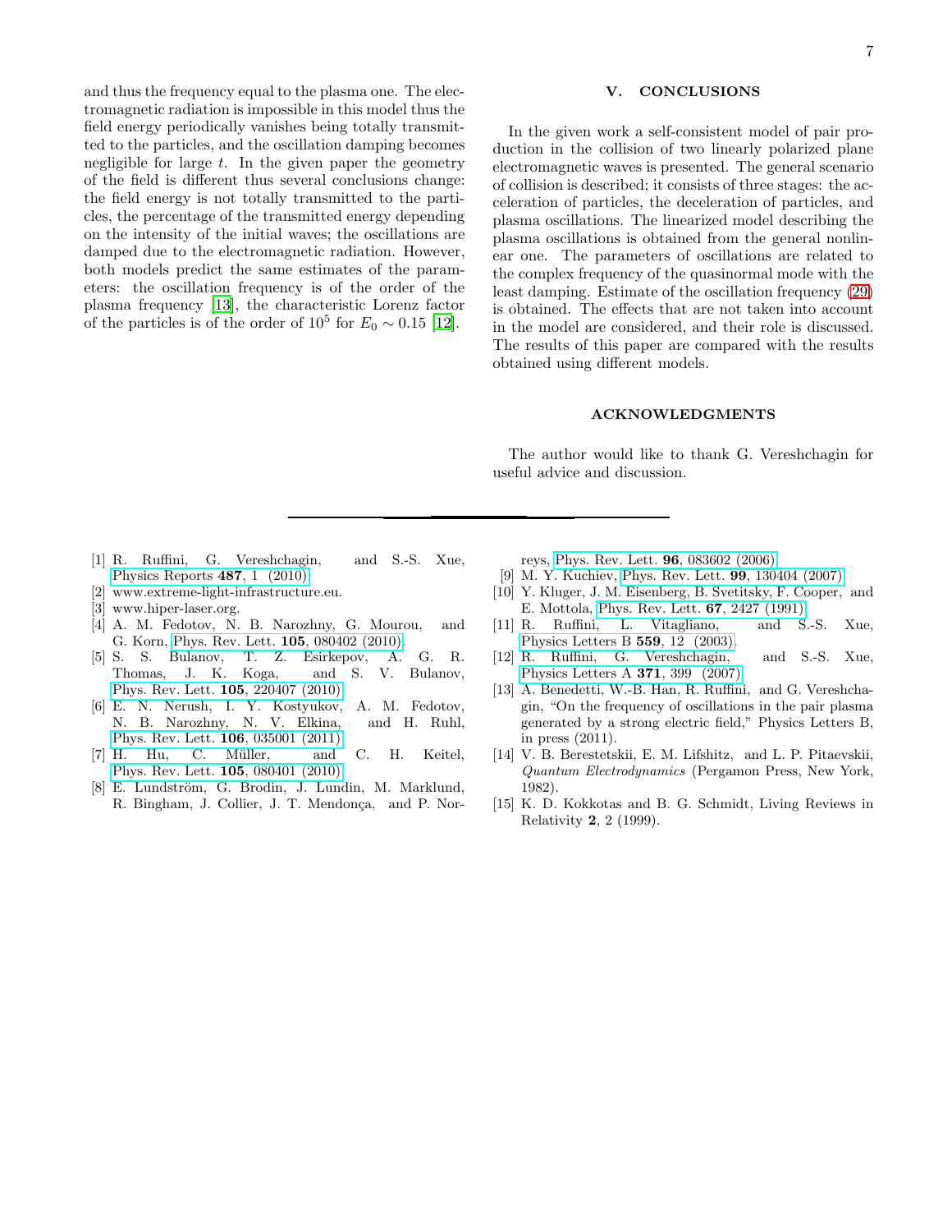and thus the frequency equal to the plasma one. The electromagnetic radiation is impossible in this model thus the field energy periodically vanishes being totally transmitted to the particles, and the oscillation damping becomes negligible for large $t$. In the given paper the geometry of the field is different thus several conclusions change: the field energy is not totally transmitted to the particles, the percentage of the transmitted energy depending on the intensity of the initial waves; the oscillations are damped due to the electromagnetic radiation. However, both models predict the same estimates of the parameters: the oscillation frequency is of the order of the plasma frequency [13], the characteristic Lorenz factor of the particles is of the order of $10^5$ for $E_0 \sim 0.15$ [12].

## V. CONCLUSIONS

In the given work a self-consistent model of pair production in the collision of two linearly polarized plane electromagnetic waves is presented. The general scenario of collision is described; it consists of three stages: the acceleration of particles, the deceleration of particles, and plasma oscillations. The linearized model describing the plasma oscillations is obtained from the general nonlinear one. The parameters of oscillations are related to the complex frequency of the quasinormal mode with the least damping. Estimate of the oscillation frequency (29) is obtained. The effects that are not taken into account in the model are considered, and their role is discussed. The results of this paper are compared with the results obtained using different models.

## ACKNOWLEDGMENTS

The author would like to thank G. Vereshchagin for useful advice and discussion.

---

[1] R. Ruffini, G. Vereshchagin, and S.-S. Xue, Physics Reports **487**, 1 (2010).

[2] www.extreme-light-infrastructure.eu.

[3] www.hiper-laser.org.

[4] A. M. Fedotov, N. B. Narozhny, G. Mourou, and G. Korn, Phys. Rev. Lett. **105**, 080402 (2010).

[5] S. S. Bulanov, T. Z. Esirkepov, A. G. R. Thomas, J. K. Koga, and S. V. Bulanov, Phys. Rev. Lett. **105**, 220407 (2010).

[6] E. N. Nerush, I. Y. Kostyukov, A. M. Fedotov, N. B. Narozhny, N. V. Elkina, and H. Ruhl, Phys. Rev. Lett. **106**, 035001 (2011).

[7] H. Hu, C. Müller, and C. H. Keitel, Phys. Rev. Lett. **105**, 080401 (2010).

[8] E. Lundström, G. Brodin, J. Lundin, M. Marklund, R. Bingham, J. Collier, J. T. Mendonça, and P. Norreys, Phys. Rev. Lett. **96**, 083602 (2006).

[9] M. Y. Kuchiev, Phys. Rev. Lett. **99**, 130404 (2007).

[10] Y. Kluger, J. M. Eisenberg, B. Svetitsky, F. Cooper, and E. Mottola, Phys. Rev. Lett. **67**, 2427 (1991).

[11] R. Ruffini, L. Vitagliano, and S.-S. Xue, Physics Letters B **559**, 12 (2003).

[12] R. Ruffini, G. Vereshchagin, and S.-S. Xue, Physics Letters A **371**, 399 (2007).

[13] A. Benedetti, W.-B. Han, R. Ruffini, and G. Vereshchagin, "On the frequency of oscillations in the pair plasma generated by a strong electric field," Physics Letters B, in press (2011).

[14] V. B. Berestetskii, E. M. Lifshitz, and L. P. Pitaevskii, *Quantum Electrodynamics* (Pergamon Press, New York, 1982).

[15] K. D. Kokkotas and B. G. Schmidt, Living Reviews in Relativity **2**, 2 (1999).